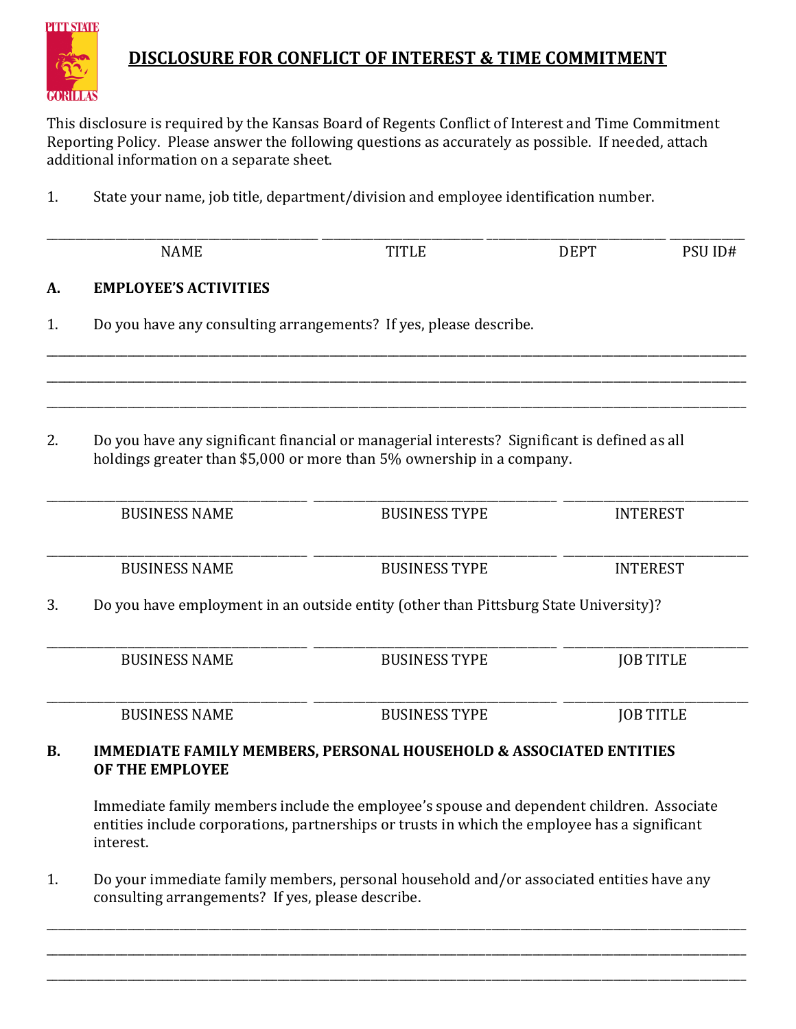# DISCLOSURE FOR CONFLICT OF INTEREST & TIME COMMITMENT

This disclosure is required by the Kansas Board of Regents Conflict of Interest and Time Commitment Reporting Policy. Please answer the following questions as accurately as possible. If needed, attach additional information on a separate sheet.

1. State your name, job title, department/division and employee identification number.

| NAME | TITLE | DEPT | PSU ID# |
|---|---|---|---|
| | | | |

## A. EMPLOYEE'S ACTIVITIES

1. Do you have any consulting arrangements? If yes, please describe.

______________________________________________________________________

______________________________________________________________________

______________________________________________________________________

2. Do you have any significant financial or managerial interests? Significant is defined as all holdings greater than $5,000 or more than 5% ownership in a company.

| BUSINESS NAME | BUSINESS TYPE | INTEREST |
|---|---|---|
| | | |
| | | |

3. Do you have employment in an outside entity (other than Pittsburg State University)?

| BUSINESS NAME | BUSINESS TYPE | JOB TITLE |
|---|---|---|
| | | |
| | | |

## B. IMMEDIATE FAMILY MEMBERS, PERSONAL HOUSEHOLD & ASSOCIATED ENTITIES OF THE EMPLOYEE

Immediate family members include the employee's spouse and dependent children. Associate entities include corporations, partnerships or trusts in which the employee has a significant interest.

1. Do your immediate family members, personal household and/or associated entities have any consulting arrangements? If yes, please describe.

______________________________________________________________________

______________________________________________________________________

______________________________________________________________________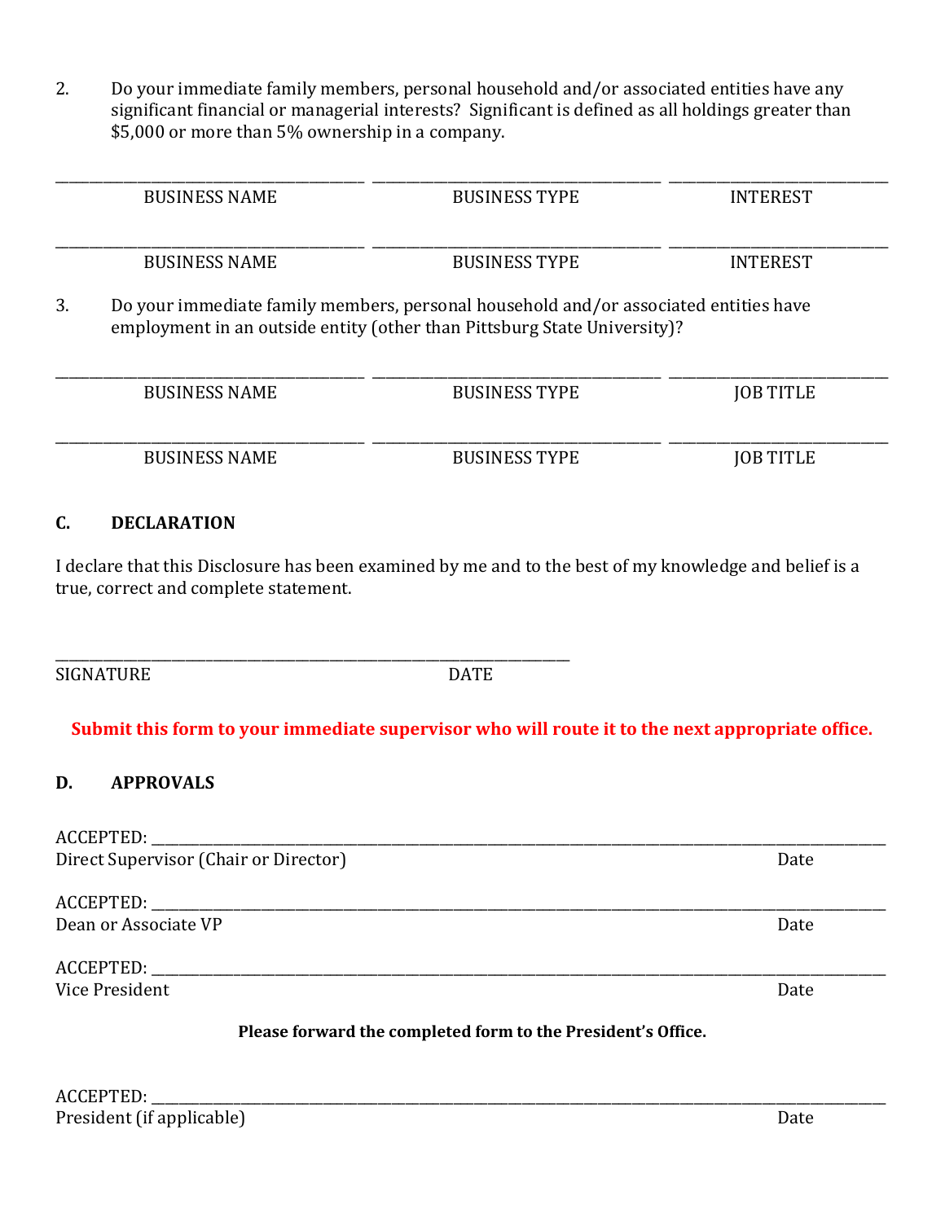2. Do your immediate family members, personal household and/or associated entities have any significant financial or managerial interests? Significant is defined as all holdings greater than $5,000 or more than 5% ownership in a company.

| BUSINESS NAME | BUSINESS TYPE | INTEREST |
|---|---|---|
| | | |
| | | |

3. Do your immediate family members, personal household and/or associated entities have employment in an outside entity (other than Pittsburg State University)?

| BUSINESS NAME | BUSINESS TYPE | JOB TITLE |
|---|---|---|
| | | |
| | | |

## C. DECLARATION

I declare that this Disclosure has been examined by me and to the best of my knowledge and belief is a true, correct and complete statement.

______________________________________________________________

SIGNATURE DATE

**Submit this form to your immediate supervisor who will route it to the next appropriate office.**

## D. APPROVALS

ACCEPTED: ______________________________________________________________

Direct Supervisor (Chair or Director) Date

ACCEPTED: ______________________________________________________________

Dean or Associate VP Date

ACCEPTED: ______________________________________________________________

Vice President Date

**Please forward the completed form to the President's Office.**

ACCEPTED: ______________________________________________________________

President (if applicable) Date